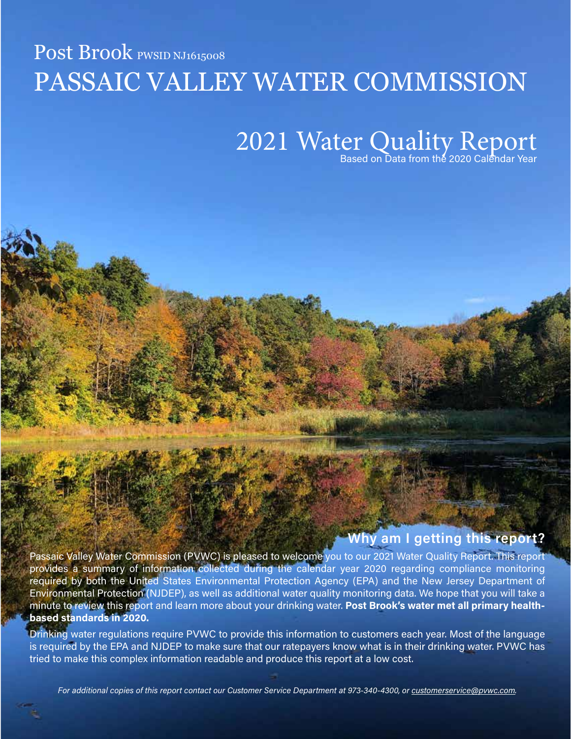# Post Brook PWSID NJ1615008

# PASSAIC VALLEY WATER COMMISSION

## 2021 Water Quality Report

Based on Data from the 2020 Calendar Year

## Why am I getting this report?

Passaic Valley Water Commission (PVWC) is pleased to welcome you to our 2021 Water Quality Report. This report provides a summary of information collected during the calendar year 2020 regarding compliance monitoring required by both the United States Environmental Protection Agency (EPA) and the New Jersey Department of Environmental Protection (NJDEP), as well as additional water quality monitoring data. We hope that you will take a minute to review this report and learn more about your drinking water. **Post Brook's water met all primary health-based standards in 2020.**

Drinking water regulations require PVWC to provide this information to customers each year. Most of the language is required by the EPA and NJDEP to make sure that our ratepayers know what is in their drinking water. PVWC has tried to make this complex information readable and produce this report at a low cost.

*For additional copies of this report contact our Customer Service Department at 973-340-4300, or customerservice@pvwc.com.*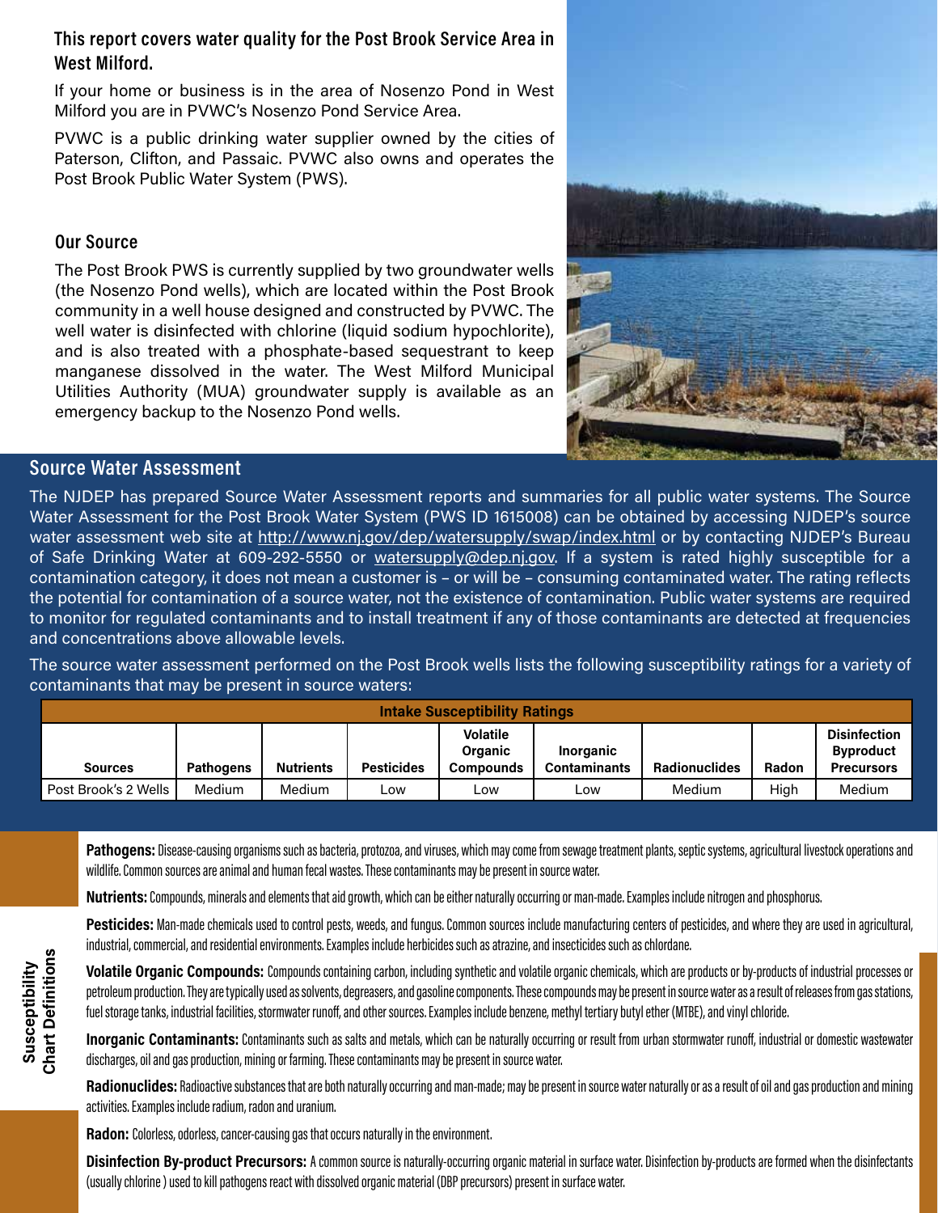### This report covers water quality for the Post Brook Service Area in West Milford.

If your home or business is in the area of Nosenzo Pond in West Milford you are in PVWC's Nosenzo Pond Service Area.

PVWC is a public drinking water supplier owned by the cities of Paterson, Clifton, and Passaic. PVWC also owns and operates the Post Brook Public Water System (PWS).

### Our Source

The Post Brook PWS is currently supplied by two groundwater wells (the Nosenzo Pond wells), which are located within the Post Brook community in a well house designed and constructed by PVWC. The well water is disinfected with chlorine (liquid sodium hypochlorite), and is also treated with a phosphate-based sequestrant to keep manganese dissolved in the water. The West Milford Municipal Utilities Authority (MUA) groundwater supply is available as an emergency backup to the Nosenzo Pond wells.

## Source Water Assessment

The NJDEP has prepared Source Water Assessment reports and summaries for all public water systems. The Source Water Assessment for the Post Brook Water System (PWS ID 1615008) can be obtained by accessing NJDEP's source water assessment web site at http://www.nj.gov/dep/watersupply/swap/index.html or by contacting NJDEP's Bureau of Safe Drinking Water at 609-292-5550 or watersupply@dep.nj.gov. If a system is rated highly susceptible for a contamination category, it does not mean a customer is – or will be – consuming contaminated water. The rating reflects the potential for contamination of a source water, not the existence of contamination. Public water systems are required to monitor for regulated contaminants and to install treatment if any of those contaminants are detected at frequencies and concentrations above allowable levels.

The source water assessment performed on the Post Brook wells lists the following susceptibility ratings for a variety of contaminants that may be present in source waters:

| Intake Susceptibility Ratings | | | | | | | | |
|---|---|---|---|---|---|---|---|---|
| Sources | Pathogens | Nutrients | Pesticides | Volatile Organic Compounds | Inorganic Contaminants | Radionuclides | Radon | Disinfection Byproduct Precursors |
| Post Brook's 2 Wells | Medium | Medium | Low | Low | Low | Medium | High | Medium |

### Susceptibility Chart Definitions

**Pathogens:** Disease-causing organisms such as bacteria, protozoa, and viruses, which may come from sewage treatment plants, septic systems, agricultural livestock operations and wildlife. Common sources are animal and human fecal wastes. These contaminants may be present in source water.

**Nutrients:** Compounds, minerals and elements that aid growth, which can be either naturally occurring or man-made. Examples include nitrogen and phosphorus.

**Pesticides:** Man-made chemicals used to control pests, weeds, and fungus. Common sources include manufacturing centers of pesticides, and where they are used in agricultural, industrial, commercial, and residential environments. Examples include herbicides such as atrazine, and insecticides such as chlordane.

**Volatile Organic Compounds:** Compounds containing carbon, including synthetic and volatile organic chemicals, which are products or by-products of industrial processes or petroleum production. They are typically used as solvents, degreasers, and gasoline components. These compounds may be present in source water as a result of releases from gas stations, fuel storage tanks, industrial facilities, stormwater runoff, and other sources. Examples include benzene, methyl tertiary butyl ether (MTBE), and vinyl chloride.

**Inorganic Contaminants:** Contaminants such as salts and metals, which can be naturally occurring or result from urban stormwater runoff, industrial or domestic wastewater discharges, oil and gas production, mining or farming. These contaminants may be present in source water.

**Radionuclides:** Radioactive substances that are both naturally occurring and man-made; may be present in source water naturally or as a result of oil and gas production and mining activities. Examples include radium, radon and uranium.

**Radon:** Colorless, odorless, cancer-causing gas that occurs naturally in the environment.

**Disinfection By-product Precursors:** A common source is naturally-occurring organic material in surface water. Disinfection by-products are formed when the disinfectants (usually chlorine ) used to kill pathogens react with dissolved organic material (DBP precursors) present in surface water.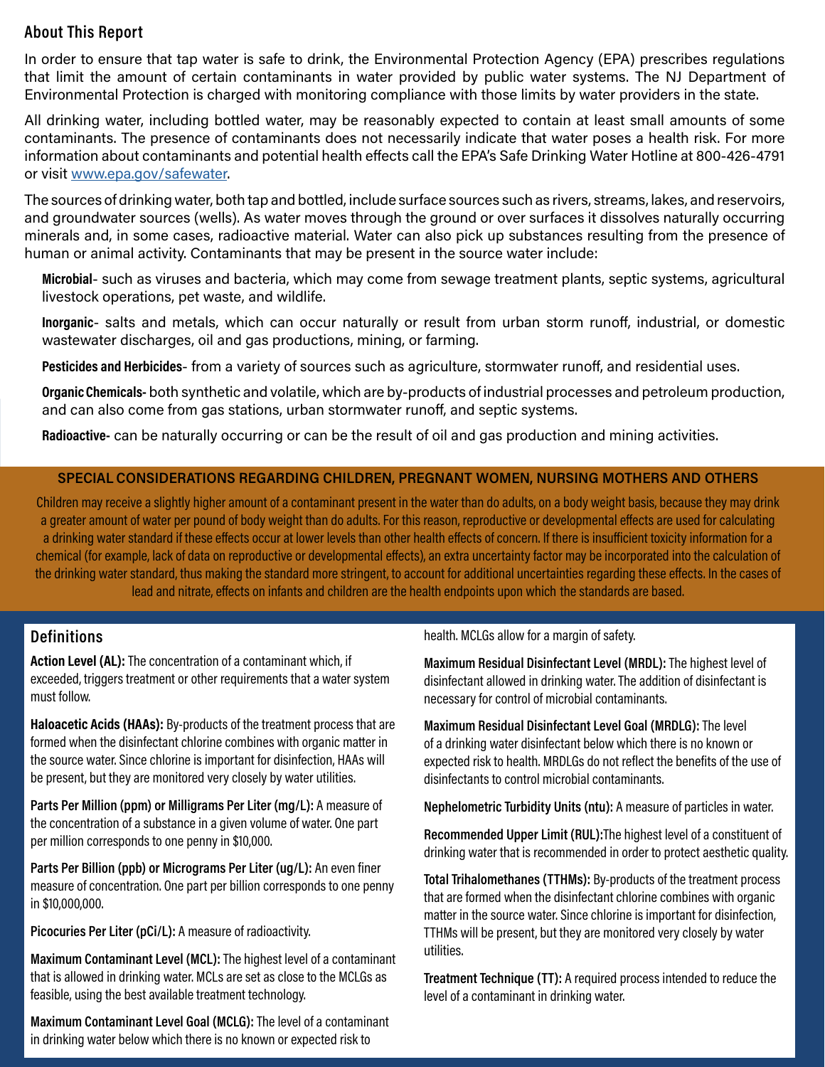## About This Report

In order to ensure that tap water is safe to drink, the Environmental Protection Agency (EPA) prescribes regulations that limit the amount of certain contaminants in water provided by public water systems. The NJ Department of Environmental Protection is charged with monitoring compliance with those limits by water providers in the state.

All drinking water, including bottled water, may be reasonably expected to contain at least small amounts of some contaminants. The presence of contaminants does not necessarily indicate that water poses a health risk. For more information about contaminants and potential health effects call the EPA's Safe Drinking Water Hotline at 800-426-4791 or visit www.epa.gov/safewater.

The sources of drinking water, both tap and bottled, include surface sources such as rivers, streams, lakes, and reservoirs, and groundwater sources (wells). As water moves through the ground or over surfaces it dissolves naturally occurring minerals and, in some cases, radioactive material. Water can also pick up substances resulting from the presence of human or animal activity. Contaminants that may be present in the source water include:

**Microbial**- such as viruses and bacteria, which may come from sewage treatment plants, septic systems, agricultural livestock operations, pet waste, and wildlife.

**Inorganic**- salts and metals, which can occur naturally or result from urban storm runoff, industrial, or domestic wastewater discharges, oil and gas productions, mining, or farming.

**Pesticides and Herbicides**- from a variety of sources such as agriculture, stormwater runoff, and residential uses.

**Organic Chemicals-** both synthetic and volatile, which are by-products of industrial processes and petroleum production, and can also come from gas stations, urban stormwater runoff, and septic systems.

**Radioactive-** can be naturally occurring or can be the result of oil and gas production and mining activities.

### SPECIAL CONSIDERATIONS REGARDING CHILDREN, PREGNANT WOMEN, NURSING MOTHERS AND OTHERS

Children may receive a slightly higher amount of a contaminant present in the water than do adults, on a body weight basis, because they may drink a greater amount of water per pound of body weight than do adults. For this reason, reproductive or developmental effects are used for calculating a drinking water standard if these effects occur at lower levels than other health effects of concern. If there is insufficient toxicity information for a chemical (for example, lack of data on reproductive or developmental effects), an extra uncertainty factor may be incorporated into the calculation of the drinking water standard, thus making the standard more stringent, to account for additional uncertainties regarding these effects. In the cases of lead and nitrate, effects on infants and children are the health endpoints upon which the standards are based.

## Definitions

**Action Level (AL):** The concentration of a contaminant which, if exceeded, triggers treatment or other requirements that a water system must follow.

**Haloacetic Acids (HAAs):** By-products of the treatment process that are formed when the disinfectant chlorine combines with organic matter in the source water. Since chlorine is important for disinfection, HAAs will be present, but they are monitored very closely by water utilities.

**Parts Per Million (ppm) or Milligrams Per Liter (mg/L):** A measure of the concentration of a substance in a given volume of water. One part per million corresponds to one penny in $10,000.

**Parts Per Billion (ppb) or Micrograms Per Liter (ug/L):** An even finer measure of concentration. One part per billion corresponds to one penny in $10,000,000.

**Picocuries Per Liter (pCi/L):** A measure of radioactivity.

**Maximum Contaminant Level (MCL):** The highest level of a contaminant that is allowed in drinking water. MCLs are set as close to the MCLGs as feasible, using the best available treatment technology.

**Maximum Contaminant Level Goal (MCLG):** The level of a contaminant in drinking water below which there is no known or expected risk to health. MCLGs allow for a margin of safety.

**Maximum Residual Disinfectant Level (MRDL):** The highest level of disinfectant allowed in drinking water. The addition of disinfectant is necessary for control of microbial contaminants.

**Maximum Residual Disinfectant Level Goal (MRDLG):** The level of a drinking water disinfectant below which there is no known or expected risk to health. MRDLGs do not reflect the benefits of the use of disinfectants to control microbial contaminants.

**Nephelometric Turbidity Units (ntu):** A measure of particles in water.

**Recommended Upper Limit (RUL):** The highest level of a constituent of drinking water that is recommended in order to protect aesthetic quality.

**Total Trihalomethanes (TTHMs):** By-products of the treatment process that are formed when the disinfectant chlorine combines with organic matter in the source water. Since chlorine is important for disinfection, TTHMs will be present, but they are monitored very closely by water utilities.

**Treatment Technique (TT):** A required process intended to reduce the level of a contaminant in drinking water.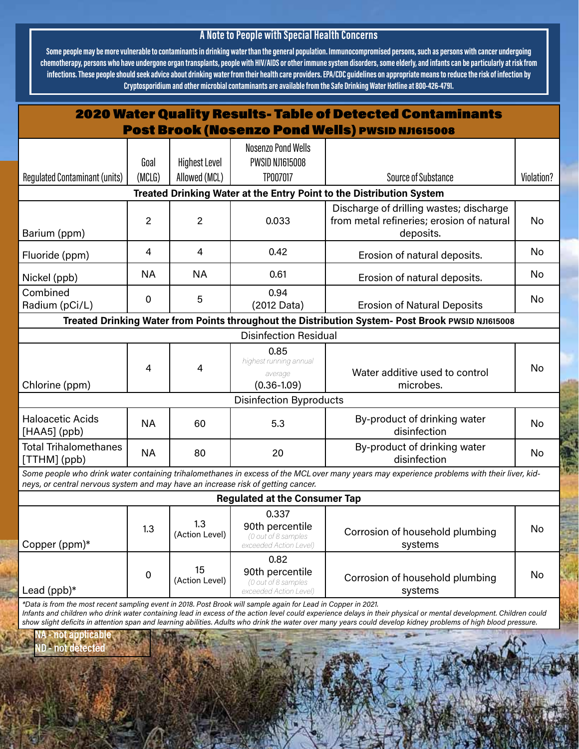### A Note to People with Special Health Concerns

**Some people may be more vulnerable to contaminants in drinking water than the general population. Immunocompromised persons, such as persons with cancer undergoing chemotherapy, persons who have undergone organ transplants, people with HIV/AIDS or other immune system disorders, some elderly, and infants can be particularly at risk from infections. These people should seek advice about drinking water from their health care providers. EPA/CDC guidelines on appropriate means to reduce the risk of infection by Cryptosporidium and other microbial contaminants are available from the Safe Drinking Water Hotline at 800-426-4791.**

## 2020 Water Quality Results- Table of Detected Contaminants Post Brook (Nosenzo Pond Wells) PWSID NJ1615008

| Regulated Contaminant (units) | Goal (MCLG) | Highest Level Allowed (MCL) | Nosenzo Pond Wells PWSID NJ1615008 TP007017 | Source of Substance | Violation? |
|---|---|---|---|---|---|
| **Treated Drinking Water at the Entry Point to the Distribution System** | | | | | |
| Barium (ppm) | 2 | 2 | 0.033 | Discharge of drilling wastes; discharge from metal refineries; erosion of natural deposits. | No |
| Fluoride (ppm) | 4 | 4 | 0.42 | Erosion of natural deposits. | No |
| Nickel (ppb) | NA | NA | 0.61 | Erosion of natural deposits. | No |
| Combined Radium (pCi/L) | 0 | 5 | 0.94 (2012 Data) | Erosion of Natural Deposits | No |
| **Treated Drinking Water from Points throughout the Distribution System- Post Brook PWSID NJ1615008** | | | | | |
| Disinfection Residual | | | | | |
| Chlorine (ppm) | 4 | 4 | 0.85 *highest running annual average* (0.36-1.09) | Water additive used to control microbes. | No |
| Disinfection Byproducts | | | | | |
| Haloacetic Acids [HAA5] (ppb) | NA | 60 | 5.3 | By-product of drinking water disinfection | No |
| Total Trihalomethanes [TTHM] (ppb) | NA | 80 | 20 | By-product of drinking water disinfection | No |
| *Some people who drink water containing trihalomethanes in excess of the MCL over many years may experience problems with their liver, kidneys, or central nervous system and may have an increase risk of getting cancer.* | | | | | |
| **Regulated at the Consumer Tap** | | | | | |
| Copper (ppm)* | 1.3 | 1.3 (Action Level) | 0.337 90th percentile *(0 out of 8 samples exceeded Action Level)* | Corrosion of household plumbing systems | No |
| Lead (ppb)* | 0 | 15 (Action Level) | 0.82 90th percentile *(0 out of 8 samples exceeded Action Level)* | Corrosion of household plumbing systems | No |

*\*Data is from the most recent sampling event in 2018. Post Brook will sample again for Lead in Copper in 2021.*
*Infants and children who drink water containing lead in excess of the action level could experience delays in their physical or mental development. Children could show slight deficits in attention span and learning abilities. Adults who drink the water over many years could develop kidney problems of high blood pressure.*

**NA - not applicable**
**ND - not detected**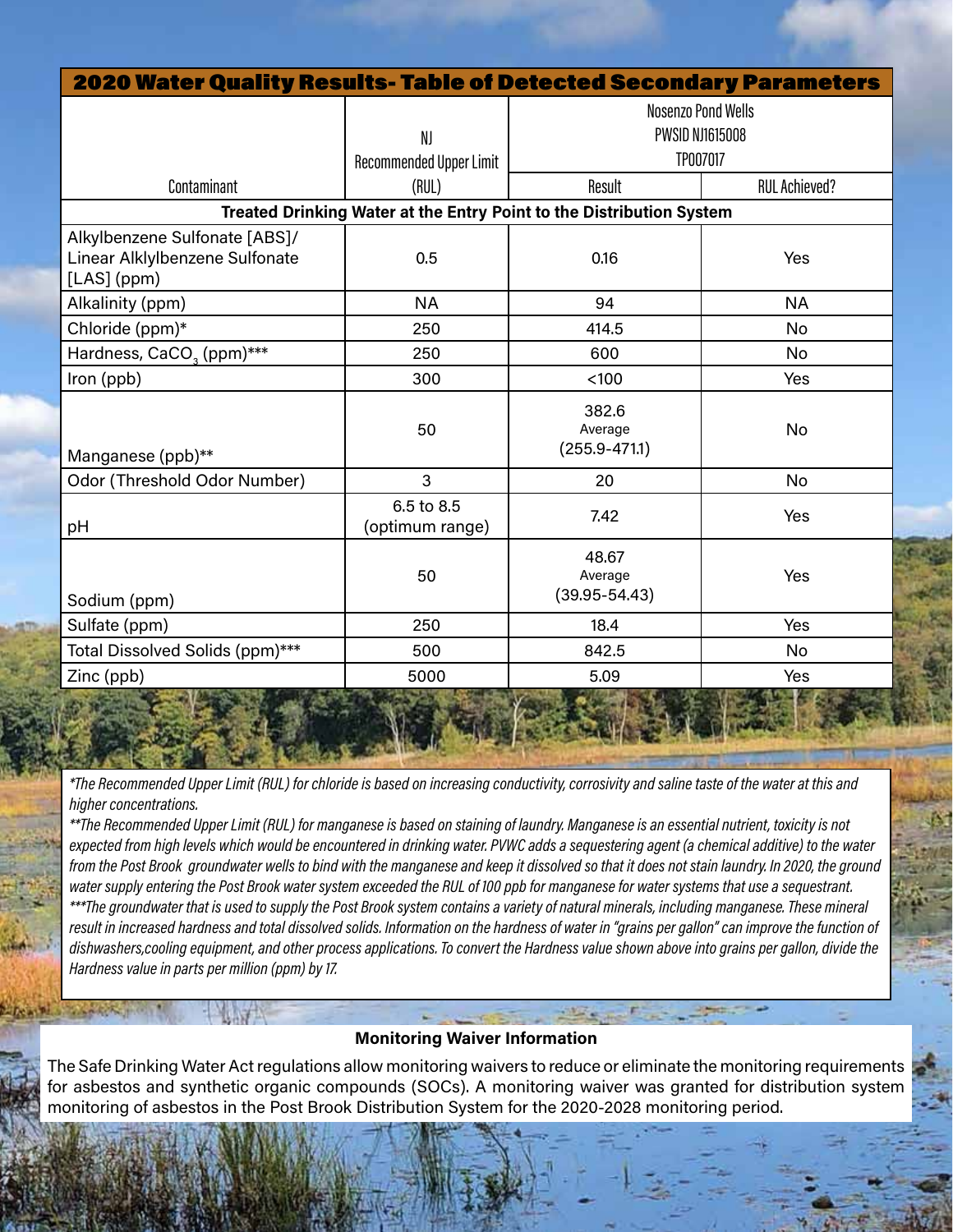## 2020 Water Quality Results- Table of Detected Secondary Parameters

| Contaminant | NJ Recommended Upper Limit (RUL) | Nosenzo Pond Wells PWSID NJ1615008 TP007017 | |
|---|---|---|---|
| | | Result | RUL Achieved? |
| **Treated Drinking Water at the Entry Point to the Distribution System** | | | |
| Alkylbenzene Sulfonate [ABS]/ Linear Alklylbenzene Sulfonate [LAS] (ppm) | 0.5 | 0.16 | Yes |
| Alkalinity (ppm) | NA | 94 | NA |
| Chloride (ppm)* | 250 | 414.5 | No |
| Hardness, $CaCO_3$ (ppm)*** | 250 | 600 | No |
| Iron (ppb) | 300 | <100 | Yes |
| Manganese (ppb)** | 50 | 382.6 Average (255.9-471.1) | No |
| Odor (Threshold Odor Number) | 3 | 20 | No |
| pH | 6.5 to 8.5 (optimum range) | 7.42 | Yes |
| Sodium (ppm) | 50 | 48.67 Average (39.95-54.43) | Yes |
| Sulfate (ppm) | 250 | 18.4 | Yes |
| Total Dissolved Solids (ppm)*** | 500 | 842.5 | No |
| Zinc (ppb) | 5000 | 5.09 | Yes |

*\*The Recommended Upper Limit (RUL) for chloride is based on increasing conductivity, corrosivity and saline taste of the water at this and higher concentrations.*

*\*\*The Recommended Upper Limit (RUL) for manganese is based on staining of laundry. Manganese is an essential nutrient, toxicity is not expected from high levels which would be encountered in drinking water. PVWC adds a sequestering agent (a chemical additive) to the water from the Post Brook groundwater wells to bind with the manganese and keep it dissolved so that it does not stain laundry. In 2020, the ground water supply entering the Post Brook water system exceeded the RUL of 100 ppb for manganese for water systems that use a sequestrant.*

*\*\*\*The groundwater that is used to supply the Post Brook system contains a variety of natural minerals, including manganese. These mineral result in increased hardness and total dissolved solids. Information on the hardness of water in "grains per gallon" can improve the function of dishwashers,cooling equipment, and other process applications. To convert the Hardness value shown above into grains per gallon, divide the Hardness value in parts per million (ppm) by 17.*

**Monitoring Waiver Information**

The Safe Drinking Water Act regulations allow monitoring waivers to reduce or eliminate the monitoring requirements for asbestos and synthetic organic compounds (SOCs). A monitoring waiver was granted for distribution system monitoring of asbestos in the Post Brook Distribution System for the 2020-2028 monitoring period.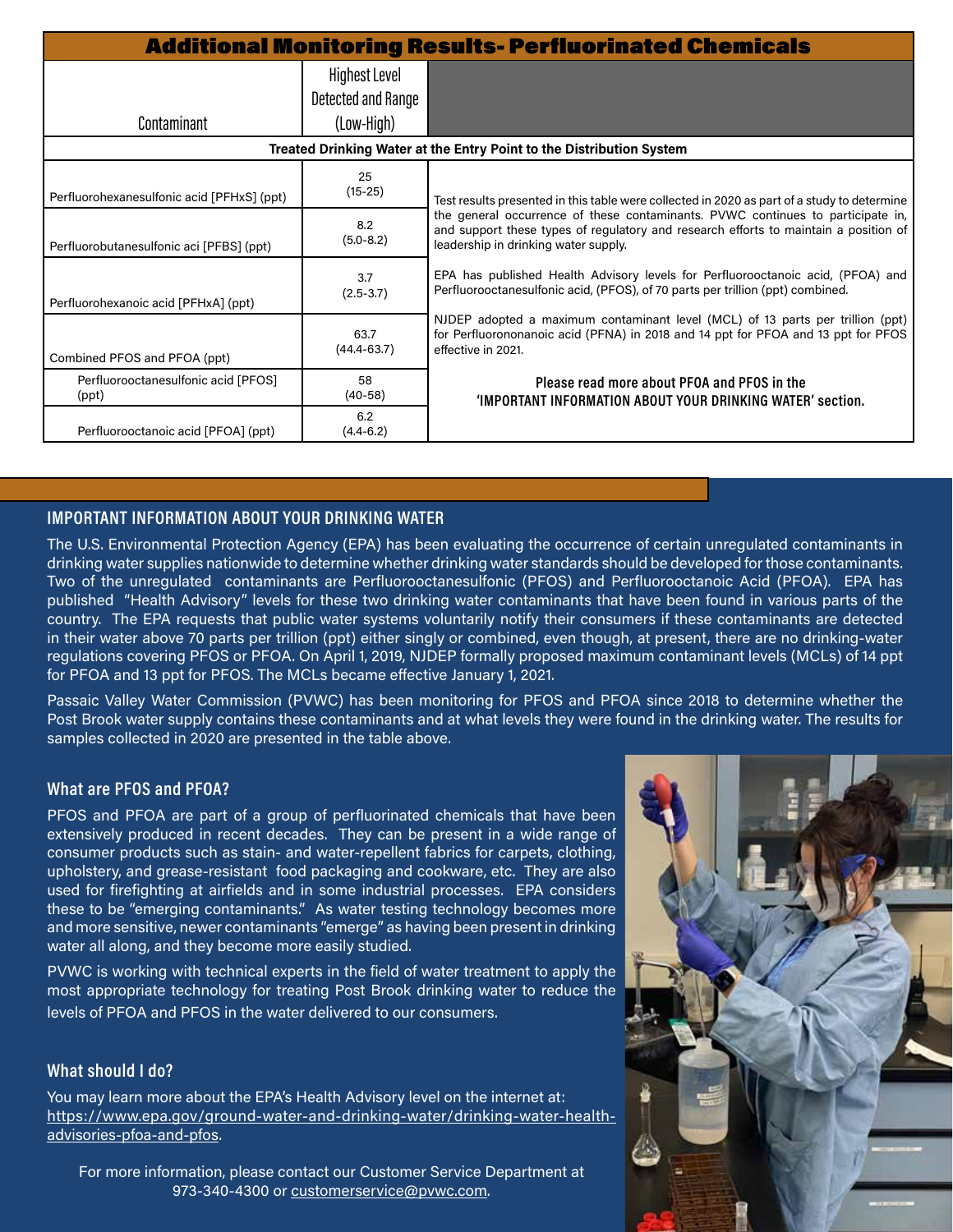## Additional Monitoring Results- Perfluorinated Chemicals

| Contaminant | Highest Level Detected and Range (Low-High) | |
|---|---|---|
| **Treated Drinking Water at the Entry Point to the Distribution System** | | |
| Perfluorohexanesulfonic acid [PFHxS] (ppt) | 25 (15-25) | Test results presented in this table were collected in 2020 as part of a study to determine the general occurrence of these contaminants. PVWC continues to participate in, and support these types of regulatory and research efforts to maintain a position of leadership in drinking water supply. |
| Perfluorobutanesulfonic aci [PFBS] (ppt) | 8.2 (5.0-8.2) | |
| Perfluorohexanoic acid [PFHxA] (ppt) | 3.7 (2.5-3.7) | EPA has published Health Advisory levels for Perfluorooctanoic acid, (PFOA) and Perfluorooctanesulfonic acid, (PFOS), of 70 parts per trillion (ppt) combined. |
| Combined PFOS and PFOA (ppt) | 63.7 (44.4-63.7) | NJDEP adopted a maximum contaminant level (MCL) of 13 parts per trillion (ppt) for Perfluorononanoic acid (PFNA) in 2018 and 14 ppt for PFOA and 13 ppt for PFOS effective in 2021. |
| Perfluorooctanesulfonic acid [PFOS] (ppt) | 58 (40-58) | **Please read more about PFOA and PFOS in the 'IMPORTANT INFORMATION ABOUT YOUR DRINKING WATER' section.** |
| Perfluorooctanoic acid [PFOA] (ppt) | 6.2 (4.4-6.2) | |

## IMPORTANT INFORMATION ABOUT YOUR DRINKING WATER

The U.S. Environmental Protection Agency (EPA) has been evaluating the occurrence of certain unregulated contaminants in drinking water supplies nationwide to determine whether drinking water standards should be developed for those contaminants. Two of the unregulated contaminants are Perfluorooctanesulfonic (PFOS) and Perfluorooctanoic Acid (PFOA). EPA has published "Health Advisory" levels for these two drinking water contaminants that have been found in various parts of the country. The EPA requests that public water systems voluntarily notify their consumers if these contaminants are detected in their water above 70 parts per trillion (ppt) either singly or combined, even though, at present, there are no drinking-water regulations covering PFOS or PFOA. On April 1, 2019, NJDEP formally proposed maximum contaminant levels (MCLs) of 14 ppt for PFOA and 13 ppt for PFOS. The MCLs became effective January 1, 2021.

Passaic Valley Water Commission (PVWC) has been monitoring for PFOS and PFOA since 2018 to determine whether the Post Brook water supply contains these contaminants and at what levels they were found in the drinking water. The results for samples collected in 2020 are presented in the table above.

### What are PFOS and PFOA?

PFOS and PFOA are part of a group of perfluorinated chemicals that have been extensively produced in recent decades. They can be present in a wide range of consumer products such as stain- and water-repellent fabrics for carpets, clothing, upholstery, and grease-resistant food packaging and cookware, etc. They are also used for firefighting at airfields and in some industrial processes. EPA considers these to be "emerging contaminants." As water testing technology becomes more and more sensitive, newer contaminants "emerge" as having been present in drinking water all along, and they become more easily studied.

PVWC is working with technical experts in the field of water treatment to apply the most appropriate technology for treating Post Brook drinking water to reduce the levels of PFOA and PFOS in the water delivered to our consumers.

### What should I do?

You may learn more about the EPA's Health Advisory level on the internet at: https://www.epa.gov/ground-water-and-drinking-water/drinking-water-health-advisories-pfoa-and-pfos.

For more information, please contact our Customer Service Department at 973-340-4300 or customerservice@pvwc.com.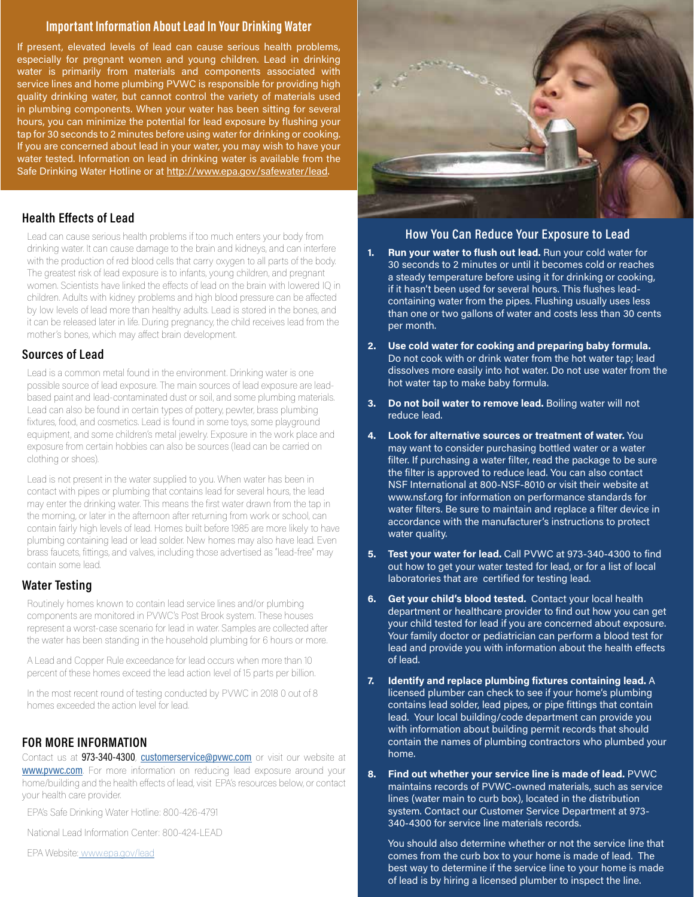## Important Information About Lead In Your Drinking Water

If present, elevated levels of lead can cause serious health problems, especially for pregnant women and young children. Lead in drinking water is primarily from materials and components associated with service lines and home plumbing PVWC is responsible for providing high quality drinking water, but cannot control the variety of materials used in plumbing components. When your water has been sitting for several hours, you can minimize the potential for lead exposure by flushing your tap for 30 seconds to 2 minutes before using water for drinking or cooking. If you are concerned about lead in your water, you may wish to have your water tested. Information on lead in drinking water is available from the Safe Drinking Water Hotline or at http://www.epa.gov/safewater/lead.

## Health Effects of Lead

Lead can cause serious health problems if too much enters your body from drinking water. It can cause damage to the brain and kidneys, and can interfere with the production of red blood cells that carry oxygen to all parts of the body. The greatest risk of lead exposure is to infants, young children, and pregnant women. Scientists have linked the effects of lead on the brain with lowered IQ in children. Adults with kidney problems and high blood pressure can be affected by low levels of lead more than healthy adults. Lead is stored in the bones, and it can be released later in life. During pregnancy, the child receives lead from the mother's bones, which may affect brain development.

## Sources of Lead

Lead is a common metal found in the environment. Drinking water is one possible source of lead exposure. The main sources of lead exposure are lead-based paint and lead-contaminated dust or soil, and some plumbing materials. Lead can also be found in certain types of pottery, pewter, brass plumbing fixtures, food, and cosmetics. Lead is found in some toys, some playground equipment, and some children's metal jewelry. Exposure in the work place and exposure from certain hobbies can also be sources (lead can be carried on clothing or shoes).

Lead is not present in the water supplied to you. When water has been in contact with pipes or plumbing that contains lead for several hours, the lead may enter the drinking water. This means the first water drawn from the tap in the morning, or later in the afternoon after returning from work or school, can contain fairly high levels of lead. Homes built before 1985 are more likely to have plumbing containing lead or lead solder. New homes may also have lead. Even brass faucets, fittings, and valves, including those advertised as "lead-free" may contain some lead.

## Water Testing

Routinely homes known to contain lead service lines and/or plumbing components are monitored in PVWC's Post Brook system. These houses represent a worst-case scenario for lead in water. Samples are collected after the water has been standing in the household plumbing for 6 hours or more.

A Lead and Copper Rule exceedance for lead occurs when more than 10 percent of these homes exceed the lead action level of 15 parts per billion.

In the most recent round of testing conducted by PVWC in 2018 0 out of 8 homes exceeded the action level for lead.

## FOR MORE INFORMATION

Contact us at 973-340-4300, customerservice@pvwc.com or visit our website at www.pvwc.com. For more information on reducing lead exposure around your home/building and the health effects of lead, visit EPA's resources below, or contact your health care provider.

EPA's Safe Drinking Water Hotline: 800-426-4791

National Lead Information Center: 800-424-LEAD

EPA Website: www.epa.gov/lead

## How You Can Reduce Your Exposure to Lead

1. **Run your water to flush out lead.** Run your cold water for 30 seconds to 2 minutes or until it becomes cold or reaches a steady temperature before using it for drinking or cooking, if it hasn't been used for several hours. This flushes lead-containing water from the pipes. Flushing usually uses less than one or two gallons of water and costs less than 30 cents per month.
2. **Use cold water for cooking and preparing baby formula.** Do not cook with or drink water from the hot water tap; lead dissolves more easily into hot water. Do not use water from the hot water tap to make baby formula.
3. **Do not boil water to remove lead.** Boiling water will not reduce lead.
4. **Look for alternative sources or treatment of water.** You may want to consider purchasing bottled water or a water filter. If purchasing a water filter, read the package to be sure the filter is approved to reduce lead. You can also contact NSF International at 800-NSF-8010 or visit their website at www.nsf.org for information on performance standards for water filters. Be sure to maintain and replace a filter device in accordance with the manufacturer's instructions to protect water quality.
5. **Test your water for lead.** Call PVWC at 973-340-4300 to find out how to get your water tested for lead, or for a list of local laboratories that are certified for testing lead.
6. **Get your child's blood tested.** Contact your local health department or healthcare provider to find out how you can get your child tested for lead if you are concerned about exposure. Your family doctor or pediatrician can perform a blood test for lead and provide you with information about the health effects of lead.
7. **Identify and replace plumbing fixtures containing lead.** A licensed plumber can check to see if your home's plumbing contains lead solder, lead pipes, or pipe fittings that contain lead. Your local building/code department can provide you with information about building permit records that should contain the names of plumbing contractors who plumbed your home.
8. **Find out whether your service line is made of lead.** PVWC maintains records of PVWC-owned materials, such as service lines (water main to curb box), located in the distribution system. Contact our Customer Service Department at 973-340-4300 for service line materials records.

   You should also determine whether or not the service line that comes from the curb box to your home is made of lead. The best way to determine if the service line to your home is made of lead is by hiring a licensed plumber to inspect the line.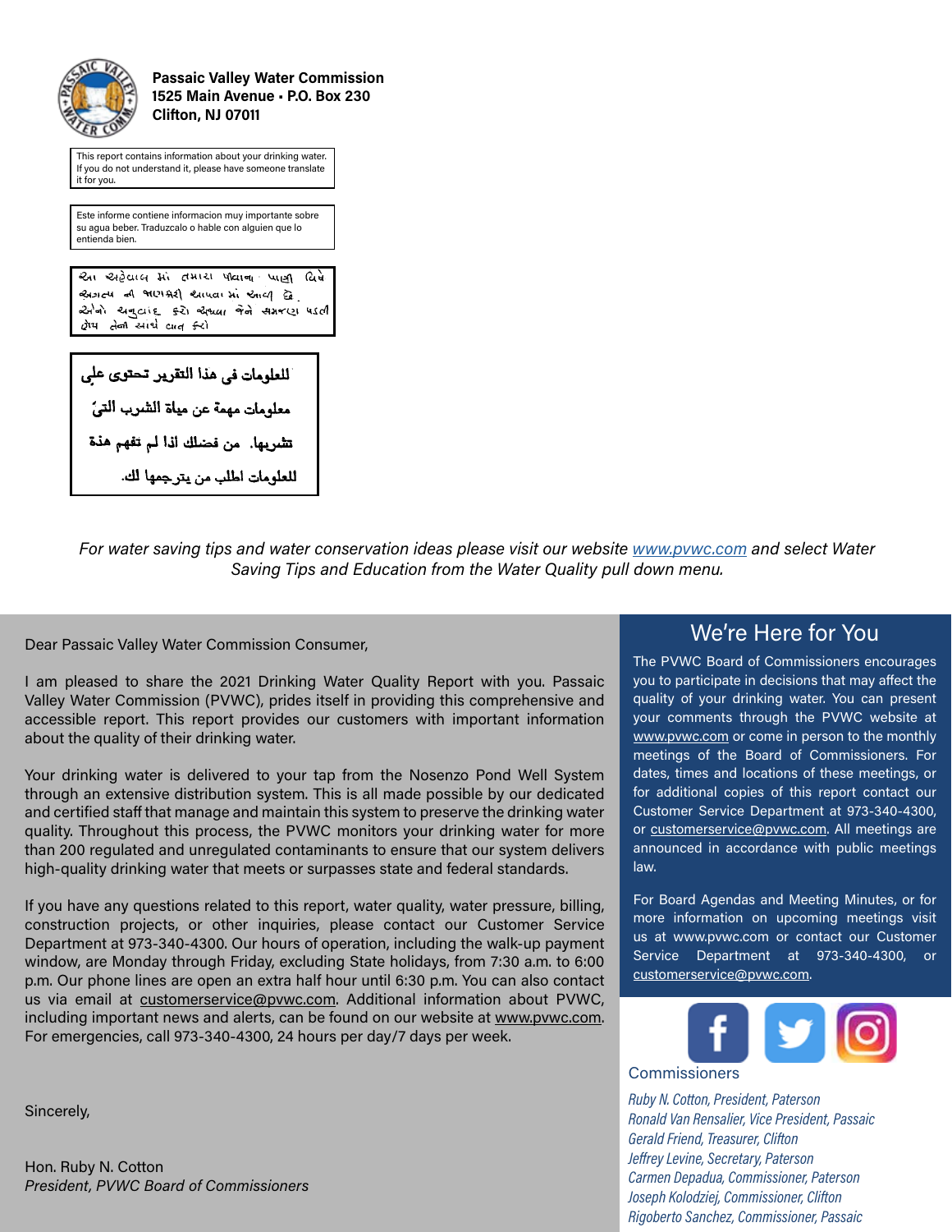**Passaic Valley Water Commission**
**1525 Main Avenue • P.O. Box 230**
**Clifton, NJ 07011**

This report contains information about your drinking water. If you do not understand it, please have someone translate it for you.

Este informe contiene informacion muy importante sobre su agua beber. Traduzcalo o hable con alguien que lo entienda bien.

આ અહેવાલ માં તમારા પીવાના પાણી વિષે અગત્ય ની માહિતી આપવા માં આવી છે. એનો અનુવાદ કરો અથવા જેને સમજણ પડતી હોય તેના સાથે વાત કરો

المعلومات في هذا التقرير تحتوي على معلومات مهمة عن مياة الشرب التي تشربها. من فضلك اذا لم تفهم هذة المعلومات اطلب من يترجمها لك.

*For water saving tips and water conservation ideas please visit our website www.pvwc.com and select Water Saving Tips and Education from the Water Quality pull down menu.*

Dear Passaic Valley Water Commission Consumer,

I am pleased to share the 2021 Drinking Water Quality Report with you. Passaic Valley Water Commission (PVWC), prides itself in providing this comprehensive and accessible report. This report provides our customers with important information about the quality of their drinking water.

Your drinking water is delivered to your tap from the Nosenzo Pond Well System through an extensive distribution system. This is all made possible by our dedicated and certified staff that manage and maintain this system to preserve the drinking water quality. Throughout this process, the PVWC monitors your drinking water for more than 200 regulated and unregulated contaminants to ensure that our system delivers high-quality drinking water that meets or surpasses state and federal standards.

If you have any questions related to this report, water quality, water pressure, billing, construction projects, or other inquiries, please contact our Customer Service Department at 973-340-4300. Our hours of operation, including the walk-up payment window, are Monday through Friday, excluding State holidays, from 7:30 a.m. to 6:00 p.m. Our phone lines are open an extra half hour until 6:30 p.m. You can also contact us via email at customerservice@pvwc.com. Additional information about PVWC, including important news and alerts, can be found on our website at www.pvwc.com. For emergencies, call 973-340-4300, 24 hours per day/7 days per week.

Sincerely,

Hon. Ruby N. Cotton
*President, PVWC Board of Commissioners*

## We're Here for You

The PVWC Board of Commissioners encourages you to participate in decisions that may affect the quality of your drinking water. You can present your comments through the PVWC website at www.pvwc.com or come in person to the monthly meetings of the Board of Commissioners. For dates, times and locations of these meetings, or for additional copies of this report contact our Customer Service Department at 973-340-4300, or customerservice@pvwc.com. All meetings are announced in accordance with public meetings law.

For Board Agendas and Meeting Minutes, or for more information on upcoming meetings visit us at www.pvwc.com or contact our Customer Service Department at 973-340-4300, or customerservice@pvwc.com.

### Commissioners

*Ruby N. Cotton, President, Paterson*
*Ronald Van Rensalier, Vice President, Passaic*
*Gerald Friend, Treasurer, Clifton*
*Jeffrey Levine, Secretary, Paterson*
*Carmen Depadua, Commissioner, Paterson*
*Joseph Kolodziej, Commissioner, Clifton*
*Rigoberto Sanchez, Commissioner, Passaic*